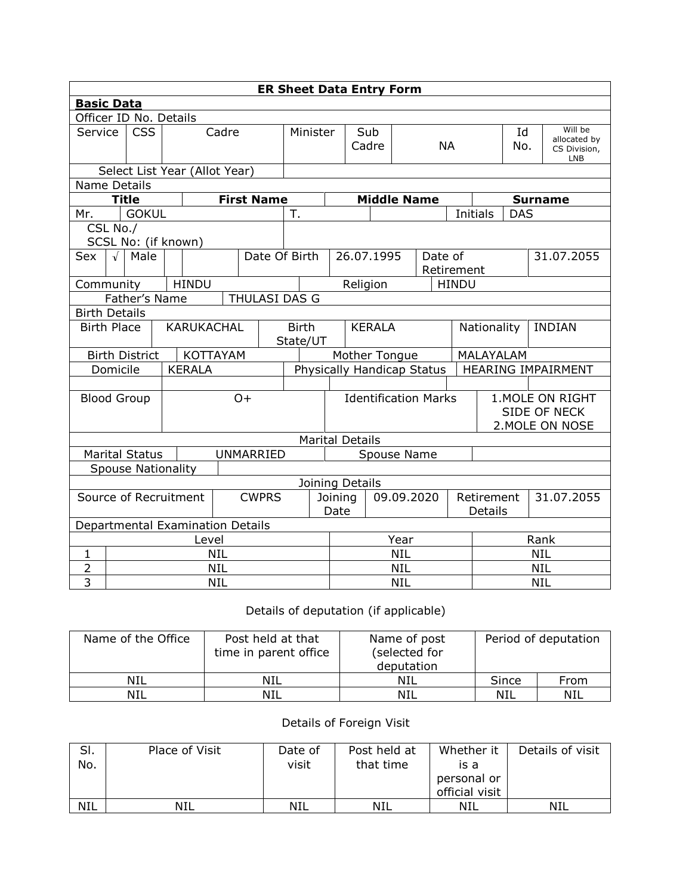**ER Sheet Data Entry Form**

**Basic Data**

Officer ID No. Details

| Service | CSS | Cadre | Minister | Sub Cadre | NA | Id No. | Will be allocated by CS Division, LNB |
|---|---|---|---|---|---|---|---|
| Select List Year (Allot Year) | | | | | | | |

Name Details

| Title | First Name | Middle Name | | Surname |
|---|---|---|---|---|
| Mr. | GOKUL | T. | Initials | DAS |

| CSL No./ SCSL No: (if known) | |
|---|---|

| Sex | √ | Male | | | Date Of Birth | 26.07.1995 | Date of Retirement | 31.07.2055 |
|---|---|---|---|---|---|---|---|---|
| Community | HINDU | | | | | Religion | HINDU | |
| Father's Name | THULASI DAS G | | | | | | | |

Birth Details

| Birth Place | KARUKACHAL | Birth State/UT | KERALA | Nationality | INDIAN |
|---|---|---|---|---|---|
| Birth District | KOTTAYAM | Mother Tongue | | MALAYALAM | |
| Domicile | KERALA | Physically Handicap Status | | HEARING IMPAIRMENT | |
| | | | | | |
| Blood Group | O+ | Identification Marks | | 1.MOLE ON RIGHT SIDE OF NECK 2.MOLE ON NOSE | |

Marital Details

| Marital Status | UNMARRIED | Spouse Name | |
|---|---|---|---|
| Spouse Nationality | | | |

Joining Details

| Source of Recruitment | CWPRS | Joining Date | 09.09.2020 | Retirement Details | 31.07.2055 |
|---|---|---|---|---|---|

Departmental Examination Details

| | Level | Year | Rank |
|---|---|---|---|
| 1 | NIL | NIL | NIL |
| 2 | NIL | NIL | NIL |
| 3 | NIL | NIL | NIL |

Details of deputation (if applicable)

| Name of the Office | Post held at that time in parent office | Name of post (selected for deputation | Period of deputation | |
|---|---|---|---|---|
| | | | Since | From |
| NIL | NIL | NIL | Since | From |
| NIL | NIL | NIL | NIL | NIL |

Details of Foreign Visit

| Sl. No. | Place of Visit | Date of visit | Post held at that time | Whether it is a personal or official visit | Details of visit |
|---|---|---|---|---|---|
| NIL | NIL | NIL | NIL | NIL | NIL |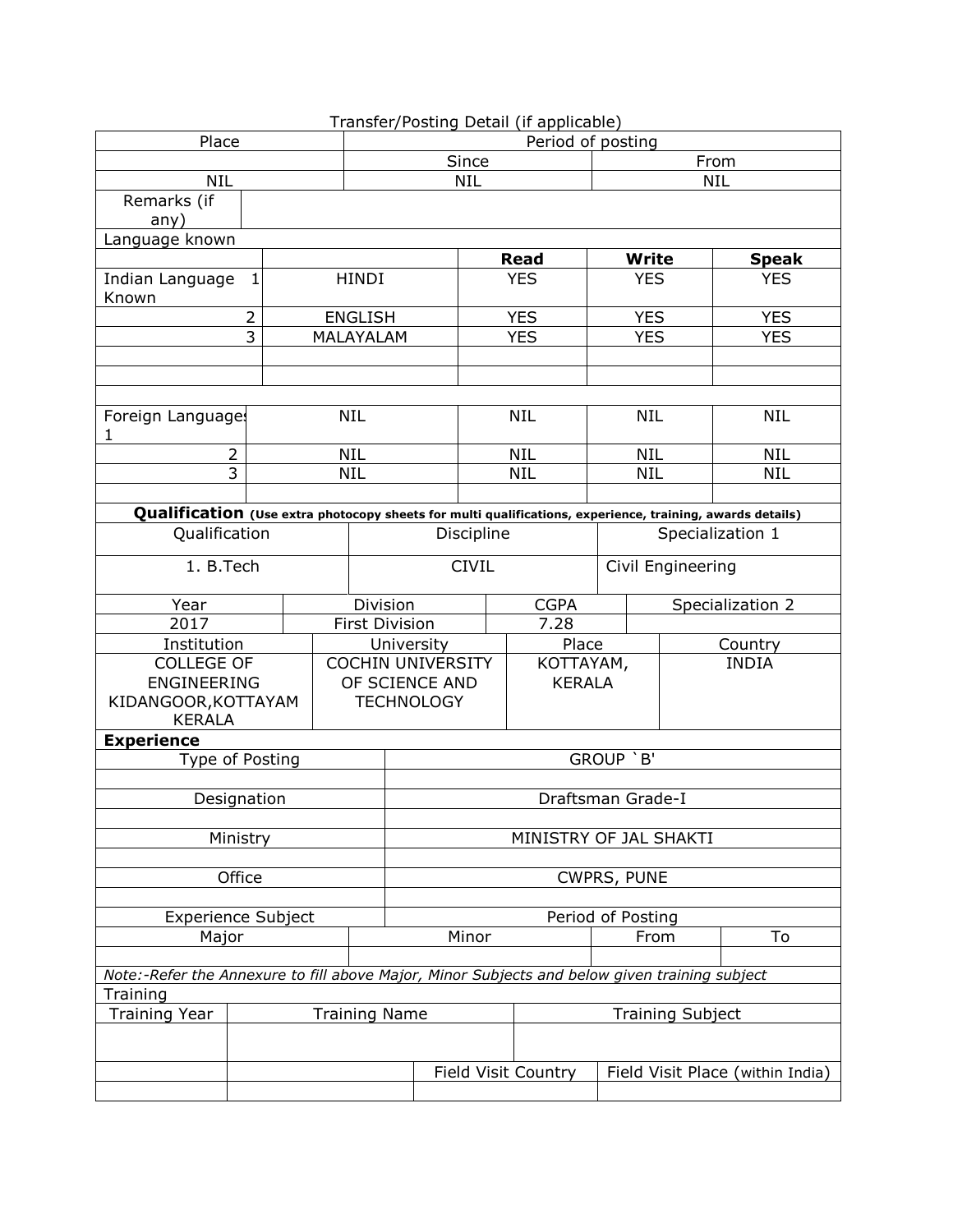Transfer/Posting Detail (if applicable)

| Place | Period of posting | |
|---|---|---|
| | Since | From |
| NIL | NIL | NIL |
| Remarks (if any) | | |

Language known

| | | Read | Write | Speak |
|---|---|---|---|---|
| Indian Language Known 1 | HINDI | YES | YES | YES |
| 2 | ENGLISH | YES | YES | YES |
| 3 | MALAYALAM | YES | YES | YES |
| | | | | |
| | | | | |
| | | | | |
| Foreign Languages 1 | NIL | NIL | NIL | NIL |
| 2 | NIL | NIL | NIL | NIL |
| 3 | NIL | NIL | NIL | NIL |
| | | | | |

**Qualification** **(Use extra photocopy sheets for multi qualifications, experience, training, awards details)**

| Qualification | Discipline | Specialization 1 |
|---|---|---|
| 1. B.Tech | CIVIL | Civil Engineering |

| Year | Division | CGPA | Specialization 2 |
|---|---|---|---|
| 2017 | First Division | 7.28 | |

| Institution | University | Place | Country |
|---|---|---|---|
| COLLEGE OF ENGINEERING KIDANGOOR,KOTTAYAM KERALA | COCHIN UNIVERSITY OF SCIENCE AND TECHNOLOGY | KOTTAYAM, KERALA | INDIA |

**Experience**

| | |
|---|---|
| Type of Posting | GROUP `B' |
| | |
| Designation | Draftsman Grade-I |
| | |
| Ministry | MINISTRY OF JAL SHAKTI |
| | |
| Office | CWPRS, PUNE |
| | |

| Experience Subject | | Period of Posting | |
|---|---|---|---|
| Major | Minor | From | To |
| | | | |

*Note:-Refer the Annexure to fill above Major, Minor Subjects and below given training subject*

Training

| Training Year | Training Name | | Training Subject |
|---|---|---|---|
| | | | |
| | | Field Visit Country | Field Visit Place (within India) |
| | | | |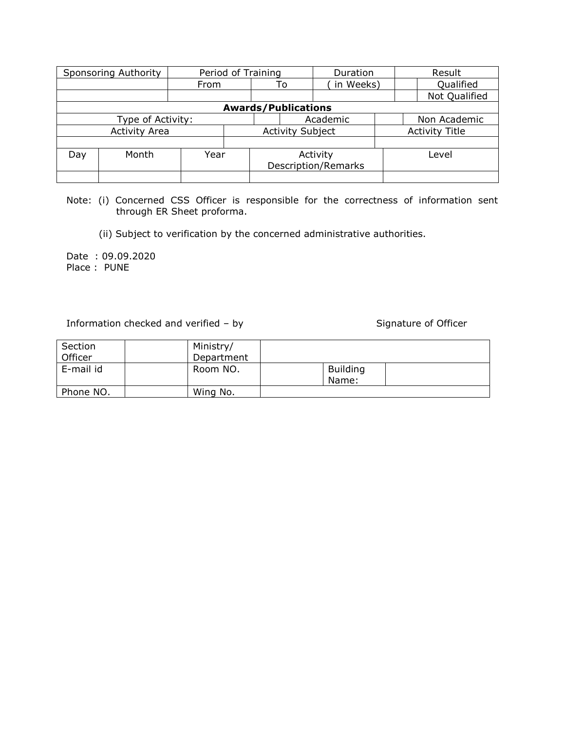| Sponsoring Authority | Period of Training | | Duration | Result | |
|---|---|---|---|---|---|
| | From | To | ( in Weeks) | | Qualified |
| | | | | | Not Qualified |

**Awards/Publications**

| Type of Activity: | | Academic | | Non Academic |
|---|---|---|---|---|

| Activity Area | Activity Subject | Activity Title |
|---|---|---|
| | | |

| Day | Month | Year | Activity Description/Remarks | Level |
|---|---|---|---|---|
| | | | | |

Note: (i) Concerned CSS Officer is responsible for the correctness of information sent through ER Sheet proforma.

(ii) Subject to verification by the concerned administrative authorities.

Date : 09.09.2020
Place : PUNE

Information checked and verified – by

Signature of Officer

| | | | | | |
|---|---|---|---|---|---|
| Section Officer | | Ministry/ Department | | | |
| E-mail id | | Room NO. | | Building Name: | |
| Phone NO. | | Wing No. | | | |